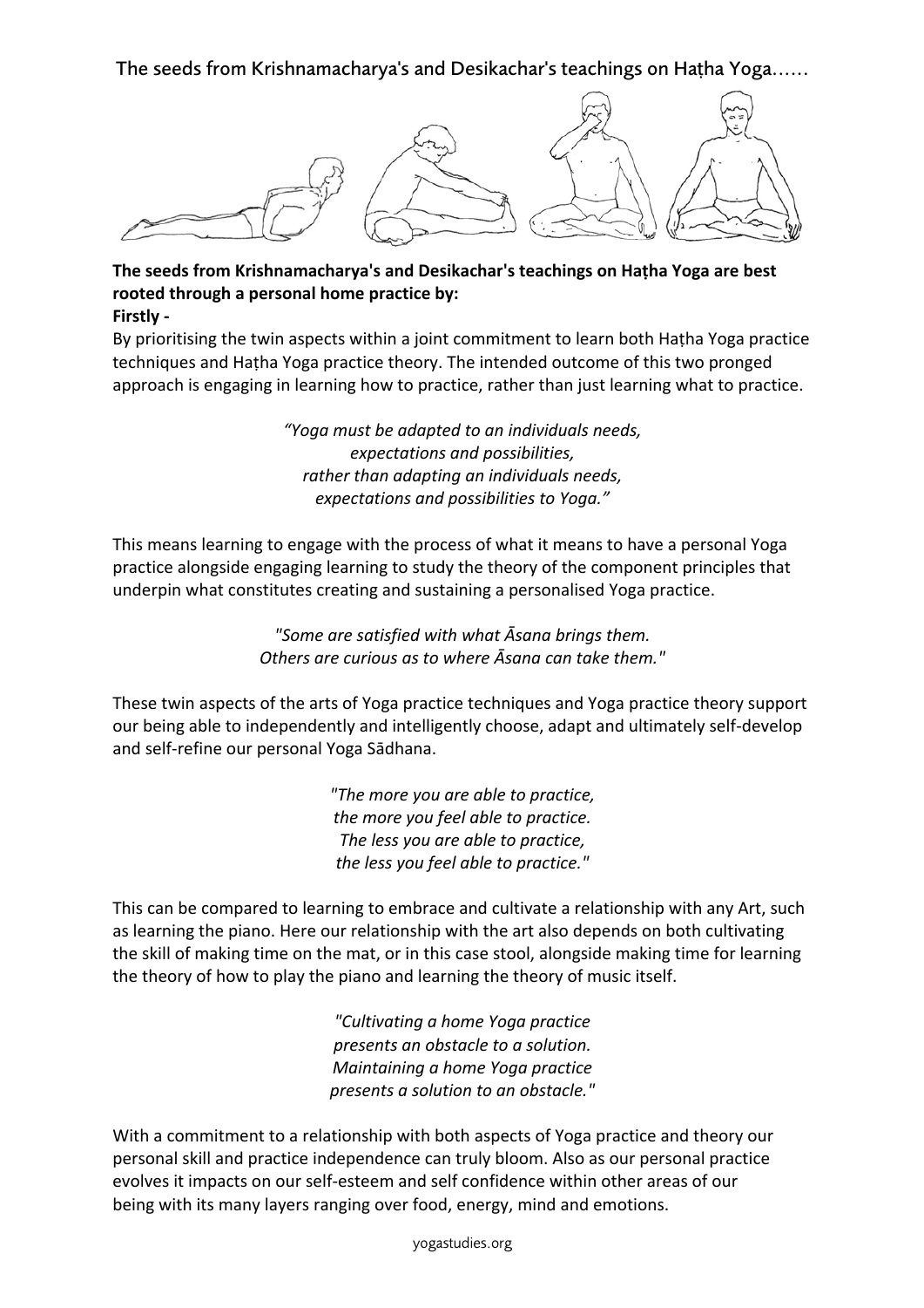# The seeds from Krishnamacharya's and Desikachar's teachings on Haṭha Yoga……

**The seeds from Krishnamacharya's and Desikachar's teachings on Haṭha Yoga are best rooted through a personal home practice by:**

**Firstly -**

By prioritising the twin aspects within a joint commitment to learn both Haṭha Yoga practice techniques and Haṭha Yoga practice theory. The intended outcome of this two pronged approach is engaging in learning how to practice, rather than just learning what to practice.

*"Yoga must be adapted to an individuals needs,*
*expectations and possibilities,*
*rather than adapting an individuals needs,*
*expectations and possibilities to Yoga."*

This means learning to engage with the process of what it means to have a personal Yoga practice alongside engaging learning to study the theory of the component principles that underpin what constitutes creating and sustaining a personalised Yoga practice.

*"Some are satisfied with what Āsana brings them.*
*Others are curious as to where Āsana can take them."*

These twin aspects of the arts of Yoga practice techniques and Yoga practice theory support our being able to independently and intelligently choose, adapt and ultimately self-develop and self-refine our personal Yoga Sādhana.

*"The more you are able to practice,*
*the more you feel able to practice.*
*The less you are able to practice,*
*the less you feel able to practice."*

This can be compared to learning to embrace and cultivate a relationship with any Art, such as learning the piano. Here our relationship with the art also depends on both cultivating the skill of making time on the mat, or in this case stool, alongside making time for learning the theory of how to play the piano and learning the theory of music itself.

*"Cultivating a home Yoga practice*
*presents an obstacle to a solution.*
*Maintaining a home Yoga practice*
*presents a solution to an obstacle."*

With a commitment to a relationship with both aspects of Yoga practice and theory our personal skill and practice independence can truly bloom. Also as our personal practice evolves it impacts on our self-esteem and self confidence within other areas of our being with its many layers ranging over food, energy, mind and emotions.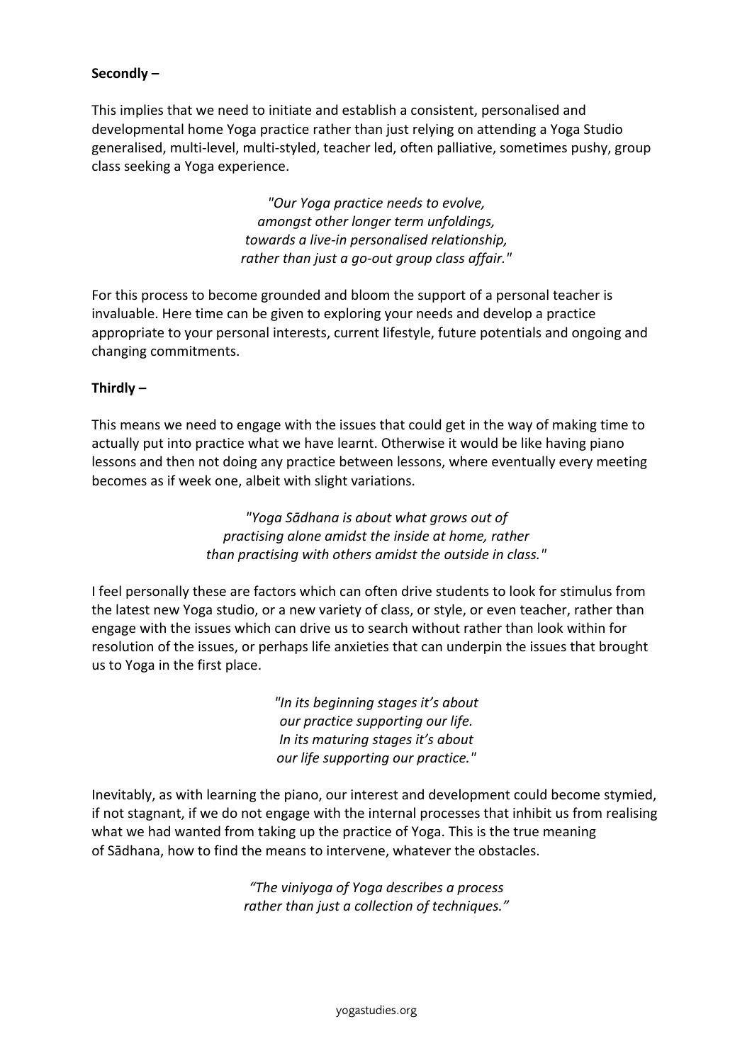**Secondly –**

This implies that we need to initiate and establish a consistent, personalised and developmental home Yoga practice rather than just relying on attending a Yoga Studio generalised, multi-level, multi-styled, teacher led, often palliative, sometimes pushy, group class seeking a Yoga experience.

*"Our Yoga practice needs to evolve,*
*amongst other longer term unfoldings,*
*towards a live-in personalised relationship,*
*rather than just a go-out group class affair."*

For this process to become grounded and bloom the support of a personal teacher is invaluable. Here time can be given to exploring your needs and develop a practice appropriate to your personal interests, current lifestyle, future potentials and ongoing and changing commitments.

**Thirdly –**

This means we need to engage with the issues that could get in the way of making time to actually put into practice what we have learnt. Otherwise it would be like having piano lessons and then not doing any practice between lessons, where eventually every meeting becomes as if week one, albeit with slight variations.

*"Yoga Sādhana is about what grows out of*
*practising alone amidst the inside at home, rather*
*than practising with others amidst the outside in class."*

I feel personally these are factors which can often drive students to look for stimulus from the latest new Yoga studio, or a new variety of class, or style, or even teacher, rather than engage with the issues which can drive us to search without rather than look within for resolution of the issues, or perhaps life anxieties that can underpin the issues that brought us to Yoga in the first place.

*"In its beginning stages it's about*
*our practice supporting our life.*
*In its maturing stages it's about*
*our life supporting our practice."*

Inevitably, as with learning the piano, our interest and development could become stymied, if not stagnant, if we do not engage with the internal processes that inhibit us from realising what we had wanted from taking up the practice of Yoga. This is the true meaning of Sādhana, how to find the means to intervene, whatever the obstacles.

*"The viniyoga of Yoga describes a process*
*rather than just a collection of techniques."*